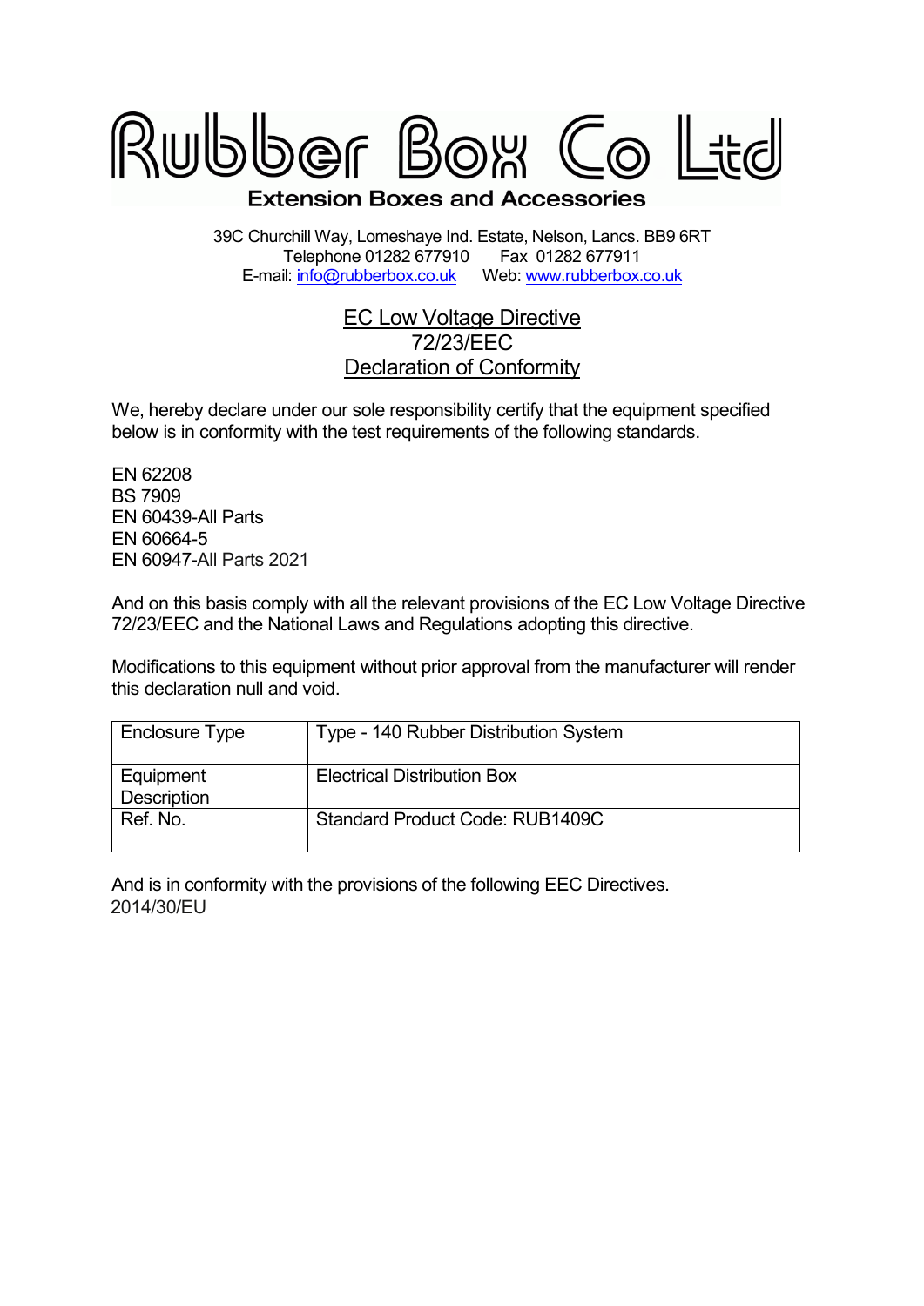# Rubber Box Co Ltd

**Extension Boxes and Accessories**

39C Churchill Way, Lomeshaye Ind. Estate, Nelson, Lancs. BB9 6RT
Telephone 01282 677910 Fax 01282 677911
E-mail: info@rubberbox.co.uk Web: www.rubberbox.co.uk

## EC Low Voltage Directive
## 72/23/EEC
## Declaration of Conformity

We, hereby declare under our sole responsibility certify that the equipment specified below is in conformity with the test requirements of the following standards.

EN 62208
BS 7909
EN 60439-All Parts
EN 60664-5
EN 60947-All Parts 2021

And on this basis comply with all the relevant provisions of the EC Low Voltage Directive 72/23/EEC and the National Laws and Regulations adopting this directive.

Modifications to this equipment without prior approval from the manufacturer will render this declaration null and void.

| Enclosure Type | Type - 140 Rubber Distribution System |
|---|---|
| Equipment Description | Electrical Distribution Box |
| Ref. No. | Standard Product Code: RUB1409C |

And is in conformity with the provisions of the following EEC Directives.
2014/30/EU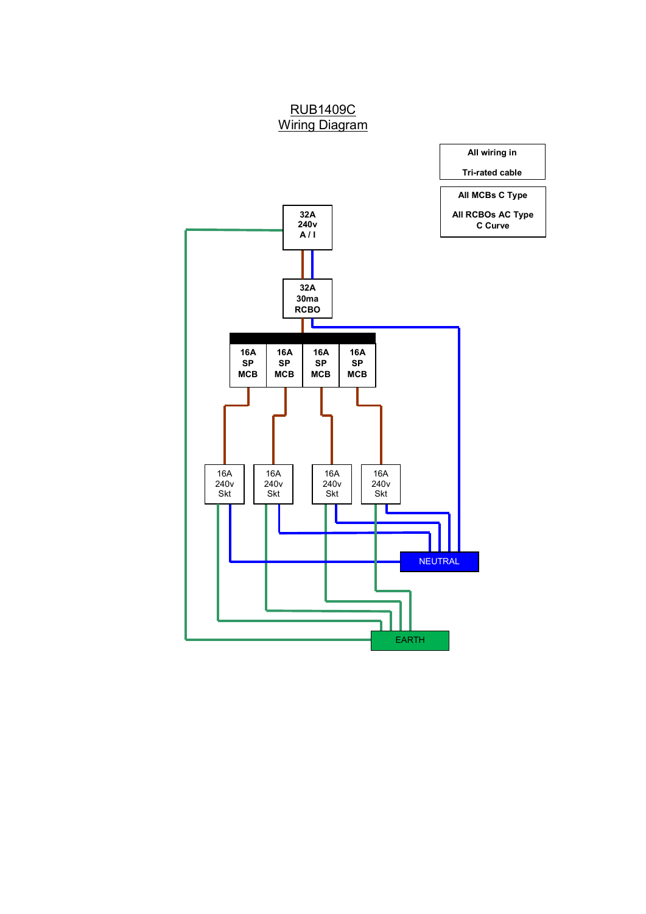# RUB1409C Wiring Diagram

All wiring in

Tri-rated cable

All MCBs C Type

All RCBOs AC Type C Curve

32A 240v A / I

32A 30ma RCBO

16A SP MCB

16A SP MCB

16A SP MCB

16A SP MCB

16A 240v Skt

16A 240v Skt

16A 240v Skt

16A 240v Skt

NEUTRAL

EARTH